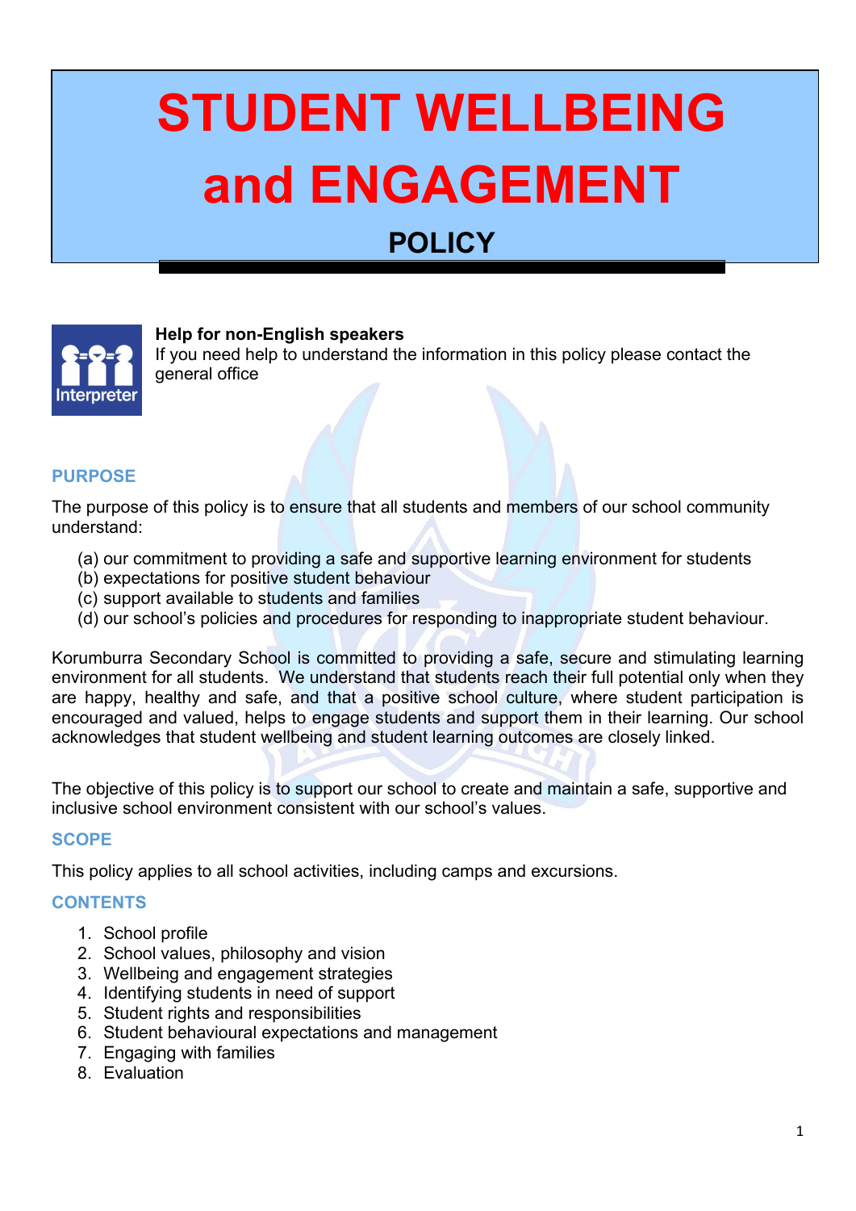#  STUDENT WELLBEING and ENGAGEMENT

## POLICY

**Help for non-English speakers**
If you need help to understand the information in this policy please contact the general office

## PURPOSE

The purpose of this policy is to ensure that all students and members of our school community understand:

(a) our commitment to providing a safe and supportive learning environment for students
(b) expectations for positive student behaviour
(c) support available to students and families
(d) our school's policies and procedures for responding to inappropriate student behaviour.

Korumburra Secondary School is committed to providing a safe, secure and stimulating learning environment for all students. We understand that students reach their full potential only when they are happy, healthy and safe, and that a positive school culture, where student participation is encouraged and valued, helps to engage students and support them in their learning. Our school acknowledges that student wellbeing and student learning outcomes are closely linked.

The objective of this policy is to support our school to create and maintain a safe, supportive and inclusive school environment consistent with our school's values.

## SCOPE

This policy applies to all school activities, including camps and excursions.

## CONTENTS

1. School profile
2. School values, philosophy and vision
3. Wellbeing and engagement strategies
4. Identifying students in need of support
5. Student rights and responsibilities
6. Student behavioural expectations and management
7. Engaging with families
8. Evaluation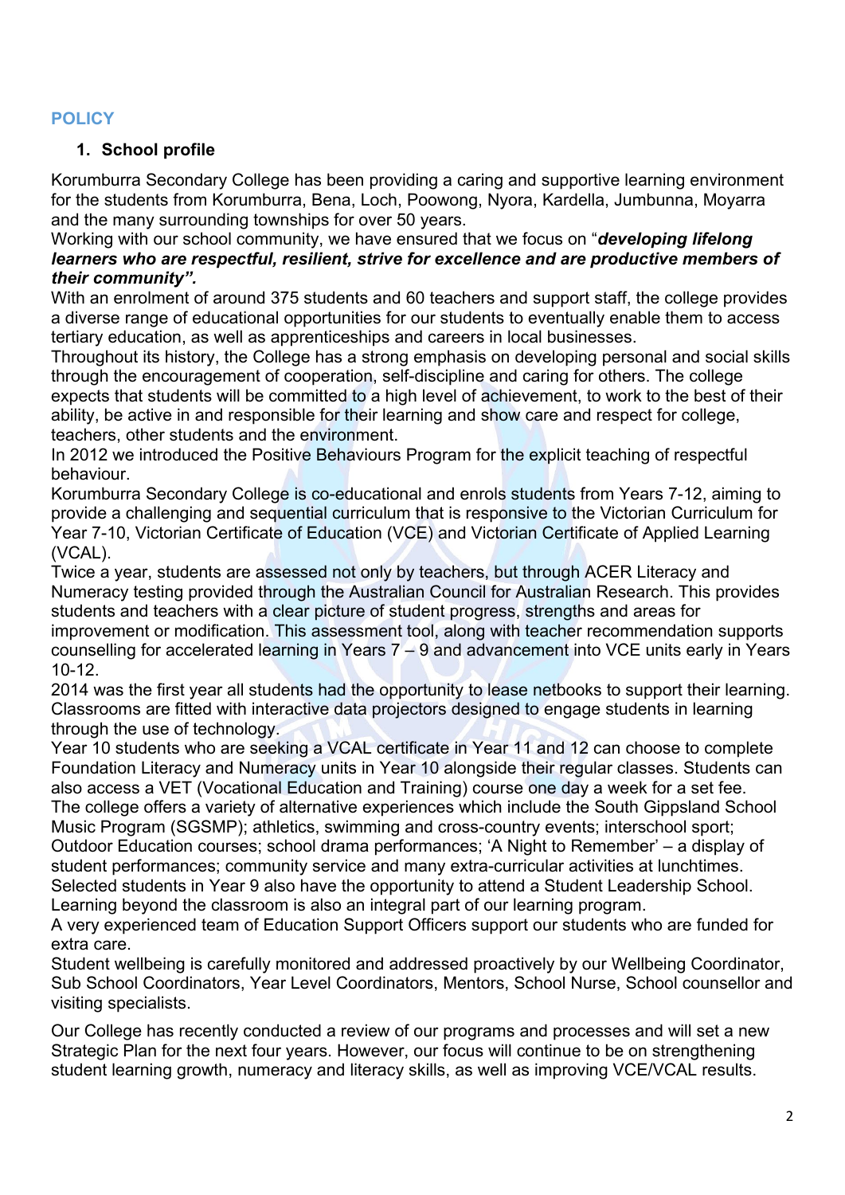## POLICY

### 1. School profile

Korumburra Secondary College has been providing a caring and supportive learning environment for the students from Korumburra, Bena, Loch, Poowong, Nyora, Kardella, Jumbunna, Moyarra and the many surrounding townships for over 50 years.

Working with our school community, we have ensured that we focus on "***developing lifelong learners who are respectful, resilient, strive for excellence and are productive members of their community".***

With an enrolment of around 375 students and 60 teachers and support staff, the college provides a diverse range of educational opportunities for our students to eventually enable them to access tertiary education, as well as apprenticeships and careers in local businesses.

Throughout its history, the College has a strong emphasis on developing personal and social skills through the encouragement of cooperation, self-discipline and caring for others. The college expects that students will be committed to a high level of achievement, to work to the best of their ability, be active in and responsible for their learning and show care and respect for college, teachers, other students and the environment.

In 2012 we introduced the Positive Behaviours Program for the explicit teaching of respectful behaviour.

Korumburra Secondary College is co-educational and enrols students from Years 7-12, aiming to provide a challenging and sequential curriculum that is responsive to the Victorian Curriculum for Year 7-10, Victorian Certificate of Education (VCE) and Victorian Certificate of Applied Learning (VCAL).

Twice a year, students are assessed not only by teachers, but through ACER Literacy and Numeracy testing provided through the Australian Council for Australian Research. This provides students and teachers with a clear picture of student progress, strengths and areas for improvement or modification. This assessment tool, along with teacher recommendation supports counselling for accelerated learning in Years 7 – 9 and advancement into VCE units early in Years 10-12.

2014 was the first year all students had the opportunity to lease netbooks to support their learning. Classrooms are fitted with interactive data projectors designed to engage students in learning through the use of technology.

Year 10 students who are seeking a VCAL certificate in Year 11 and 12 can choose to complete Foundation Literacy and Numeracy units in Year 10 alongside their regular classes. Students can also access a VET (Vocational Education and Training) course one day a week for a set fee.

The college offers a variety of alternative experiences which include the South Gippsland School Music Program (SGSMP); athletics, swimming and cross-country events; interschool sport; Outdoor Education courses; school drama performances; 'A Night to Remember' – a display of student performances; community service and many extra-curricular activities at lunchtimes.

Selected students in Year 9 also have the opportunity to attend a Student Leadership School. Learning beyond the classroom is also an integral part of our learning program.

A very experienced team of Education Support Officers support our students who are funded for extra care.

Student wellbeing is carefully monitored and addressed proactively by our Wellbeing Coordinator, Sub School Coordinators, Year Level Coordinators, Mentors, School Nurse, School counsellor and visiting specialists.

Our College has recently conducted a review of our programs and processes and will set a new Strategic Plan for the next four years. However, our focus will continue to be on strengthening student learning growth, numeracy and literacy skills, as well as improving VCE/VCAL results.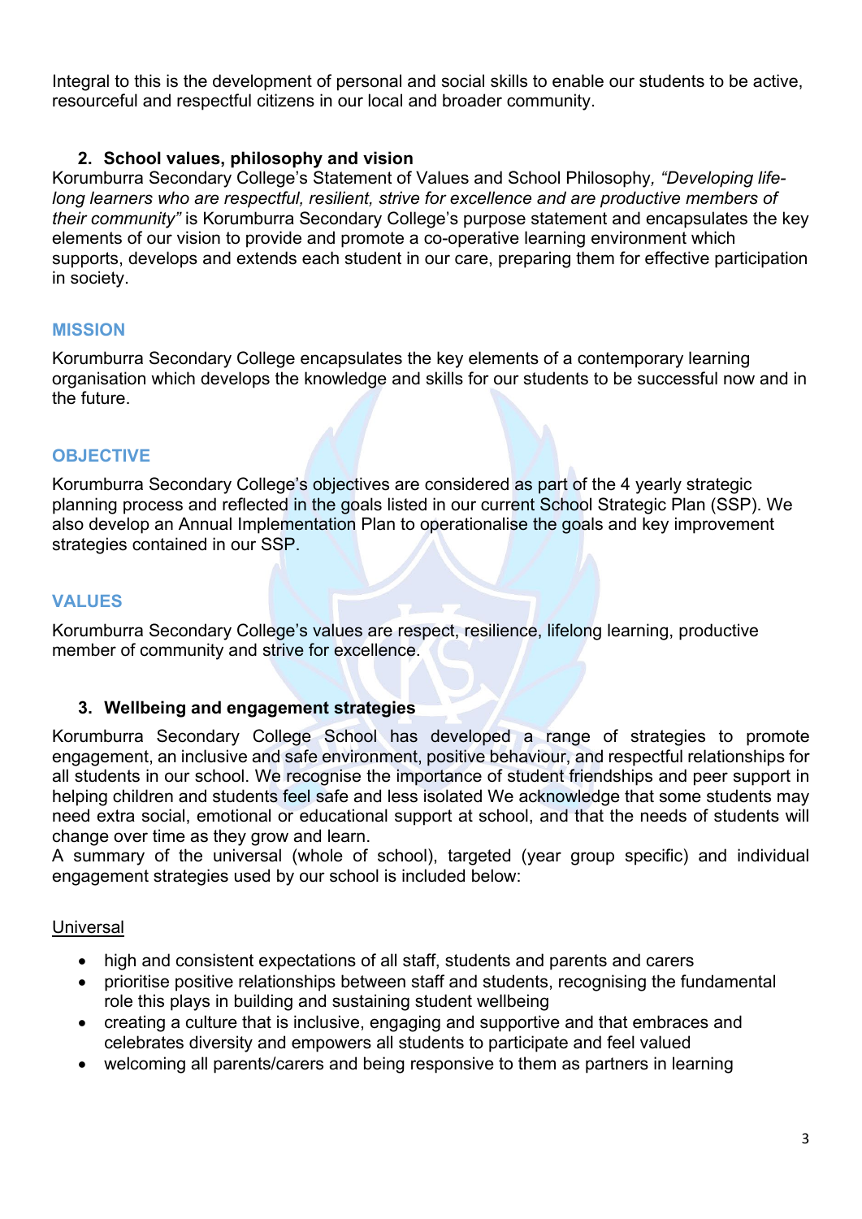Integral to this is the development of personal and social skills to enable our students to be active, resourceful and respectful citizens in our local and broader community.

## 2. School values, philosophy and vision

Korumburra Secondary College's Statement of Values and School Philosophy*, "Developing life-long learners who are respectful, resilient, strive for excellence and are productive members of their community"* is Korumburra Secondary College's purpose statement and encapsulates the key elements of our vision to provide and promote a co-operative learning environment which supports, develops and extends each student in our care, preparing them for effective participation in society.

### MISSION

Korumburra Secondary College encapsulates the key elements of a contemporary learning organisation which develops the knowledge and skills for our students to be successful now and in the future.

### OBJECTIVE

Korumburra Secondary College's objectives are considered as part of the 4 yearly strategic planning process and reflected in the goals listed in our current School Strategic Plan (SSP). We also develop an Annual Implementation Plan to operationalise the goals and key improvement strategies contained in our SSP.

### VALUES

Korumburra Secondary College's values are respect, resilience, lifelong learning, productive member of community and strive for excellence.

## 3. Wellbeing and engagement strategies

Korumburra Secondary College School has developed a range of strategies to promote engagement, an inclusive and safe environment, positive behaviour, and respectful relationships for all students in our school. We recognise the importance of student friendships and peer support in helping children and students feel safe and less isolated We acknowledge that some students may need extra social, emotional or educational support at school, and that the needs of students will change over time as they grow and learn.
A summary of the universal (whole of school), targeted (year group specific) and individual engagement strategies used by our school is included below:

<u>Universal</u>

- high and consistent expectations of all staff, students and parents and carers
- prioritise positive relationships between staff and students, recognising the fundamental role this plays in building and sustaining student wellbeing
- creating a culture that is inclusive, engaging and supportive and that embraces and celebrates diversity and empowers all students to participate and feel valued
- welcoming all parents/carers and being responsive to them as partners in learning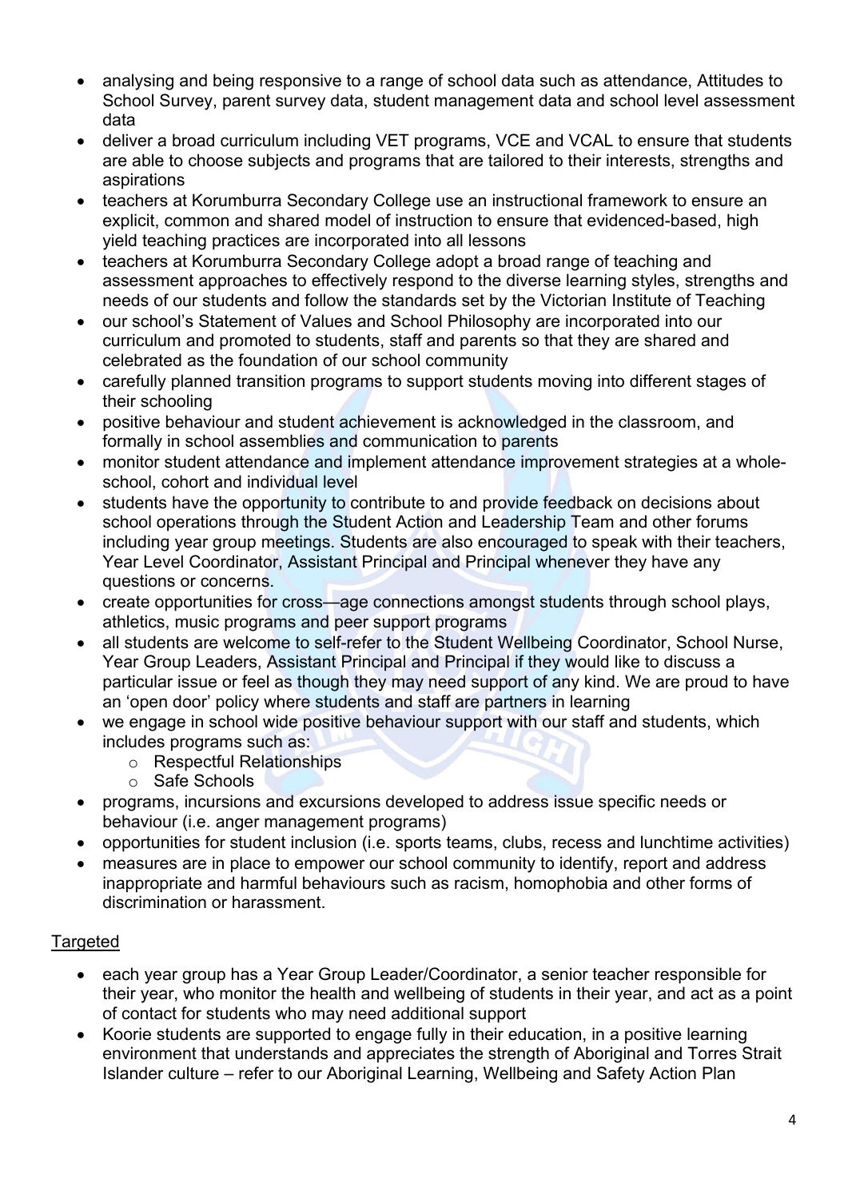- analysing and being responsive to a range of school data such as attendance, Attitudes to School Survey, parent survey data, student management data and school level assessment data
- deliver a broad curriculum including VET programs, VCE and VCAL to ensure that students are able to choose subjects and programs that are tailored to their interests, strengths and aspirations
- teachers at Korumburra Secondary College use an instructional framework to ensure an explicit, common and shared model of instruction to ensure that evidenced-based, high yield teaching practices are incorporated into all lessons
- teachers at Korumburra Secondary College adopt a broad range of teaching and assessment approaches to effectively respond to the diverse learning styles, strengths and needs of our students and follow the standards set by the Victorian Institute of Teaching
- our school's Statement of Values and School Philosophy are incorporated into our curriculum and promoted to students, staff and parents so that they are shared and celebrated as the foundation of our school community
- carefully planned transition programs to support students moving into different stages of their schooling
- positive behaviour and student achievement is acknowledged in the classroom, and formally in school assemblies and communication to parents
- monitor student attendance and implement attendance improvement strategies at a whole-school, cohort and individual level
- students have the opportunity to contribute to and provide feedback on decisions about school operations through the Student Action and Leadership Team and other forums including year group meetings. Students are also encouraged to speak with their teachers, Year Level Coordinator, Assistant Principal and Principal whenever they have any questions or concerns.
- create opportunities for cross—age connections amongst students through school plays, athletics, music programs and peer support programs
- all students are welcome to self-refer to the Student Wellbeing Coordinator, School Nurse, Year Group Leaders, Assistant Principal and Principal if they would like to discuss a particular issue or feel as though they may need support of any kind. We are proud to have an 'open door' policy where students and staff are partners in learning
- we engage in school wide positive behaviour support with our staff and students, which includes programs such as:
  - Respectful Relationships
  - Safe Schools
- programs, incursions and excursions developed to address issue specific needs or behaviour (i.e. anger management programs)
- opportunities for student inclusion (i.e. sports teams, clubs, recess and lunchtime activities)
- measures are in place to empower our school community to identify, report and address inappropriate and harmful behaviours such as racism, homophobia and other forms of discrimination or harassment.

<u>Targeted</u>

- each year group has a Year Group Leader/Coordinator, a senior teacher responsible for their year, who monitor the health and wellbeing of students in their year, and act as a point of contact for students who may need additional support
- Koorie students are supported to engage fully in their education, in a positive learning environment that understands and appreciates the strength of Aboriginal and Torres Strait Islander culture – refer to our Aboriginal Learning, Wellbeing and Safety Action Plan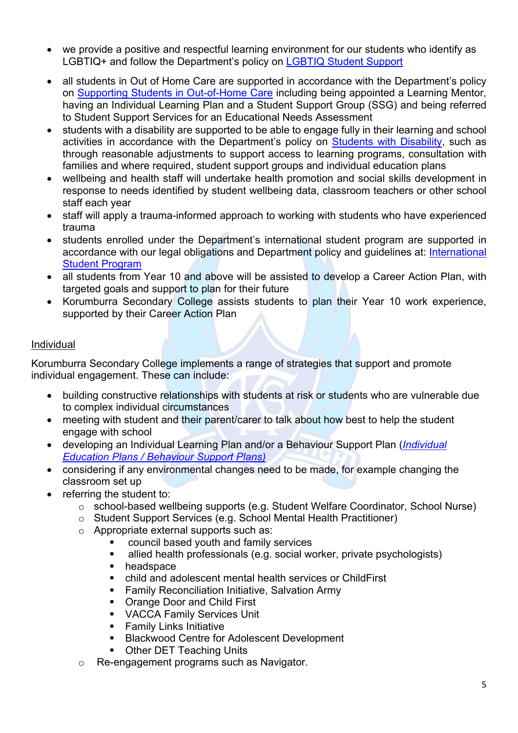- we provide a positive and respectful learning environment for our students who identify as LGBTIQ+ and follow the Department's policy on LGBTIQ Student Support
- all students in Out of Home Care are supported in accordance with the Department's policy on Supporting Students in Out-of-Home Care including being appointed a Learning Mentor, having an Individual Learning Plan and a Student Support Group (SSG) and being referred to Student Support Services for an Educational Needs Assessment
- students with a disability are supported to be able to engage fully in their learning and school activities in accordance with the Department's policy on Students with Disability, such as through reasonable adjustments to support access to learning programs, consultation with families and where required, student support groups and individual education plans
- wellbeing and health staff will undertake health promotion and social skills development in response to needs identified by student wellbeing data, classroom teachers or other school staff each year
- staff will apply a trauma-informed approach to working with students who have experienced trauma
- students enrolled under the Department's international student program are supported in accordance with our legal obligations and Department policy and guidelines at: International Student Program
- all students from Year 10 and above will be assisted to develop a Career Action Plan, with targeted goals and support to plan for their future
- Korumburra Secondary College assists students to plan their Year 10 work experience, supported by their Career Action Plan

Individual

Korumburra Secondary College implements a range of strategies that support and promote individual engagement. These can include:

- building constructive relationships with students at risk or students who are vulnerable due to complex individual circumstances
- meeting with student and their parent/carer to talk about how best to help the student engage with school
- developing an Individual Learning Plan and/or a Behaviour Support Plan (*Individual Education Plans / Behaviour Support Plans)*
- considering if any environmental changes need to be made, for example changing the classroom set up
- referring the student to:
  - school-based wellbeing supports (e.g. Student Welfare Coordinator, School Nurse)
  - Student Support Services (e.g. School Mental Health Practitioner)
  - Appropriate external supports such as:
    - council based youth and family services
    - allied health professionals (e.g. social worker, private psychologists)
    - headspace
    - child and adolescent mental health services or ChildFirst
    - Family Reconciliation Initiative, Salvation Army
    - Orange Door and Child First
    - VACCA Family Services Unit
    - Family Links Initiative
    - Blackwood Centre for Adolescent Development
    - Other DET Teaching Units
  - Re-engagement programs such as Navigator.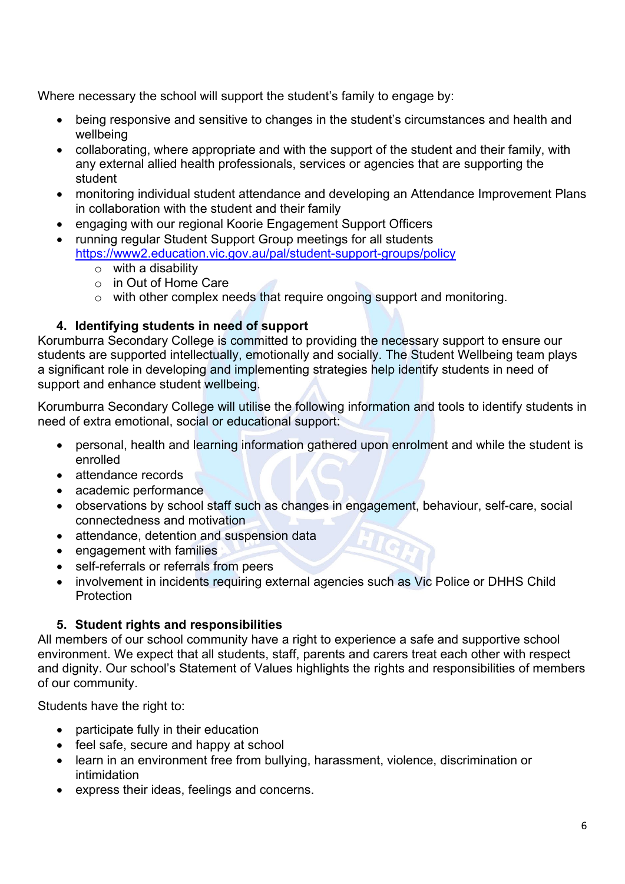Where necessary the school will support the student's family to engage by:

- being responsive and sensitive to changes in the student's circumstances and health and wellbeing
- collaborating, where appropriate and with the support of the student and their family, with any external allied health professionals, services or agencies that are supporting the student
- monitoring individual student attendance and developing an Attendance Improvement Plans in collaboration with the student and their family
- engaging with our regional Koorie Engagement Support Officers
- running regular Student Support Group meetings for all students https://www2.education.vic.gov.au/pal/student-support-groups/policy
  - with a disability
  - in Out of Home Care
  - with other complex needs that require ongoing support and monitoring.

### 4. Identifying students in need of support

Korumburra Secondary College is committed to providing the necessary support to ensure our students are supported intellectually, emotionally and socially. The Student Wellbeing team plays a significant role in developing and implementing strategies help identify students in need of support and enhance student wellbeing.

Korumburra Secondary College will utilise the following information and tools to identify students in need of extra emotional, social or educational support:

- personal, health and learning information gathered upon enrolment and while the student is enrolled
- attendance records
- academic performance
- observations by school staff such as changes in engagement, behaviour, self-care, social connectedness and motivation
- attendance, detention and suspension data
- engagement with families
- self-referrals or referrals from peers
- involvement in incidents requiring external agencies such as Vic Police or DHHS Child Protection

### 5. Student rights and responsibilities

All members of our school community have a right to experience a safe and supportive school environment. We expect that all students, staff, parents and carers treat each other with respect and dignity. Our school's Statement of Values highlights the rights and responsibilities of members of our community.

Students have the right to:

- participate fully in their education
- feel safe, secure and happy at school
- learn in an environment free from bullying, harassment, violence, discrimination or intimidation
- express their ideas, feelings and concerns.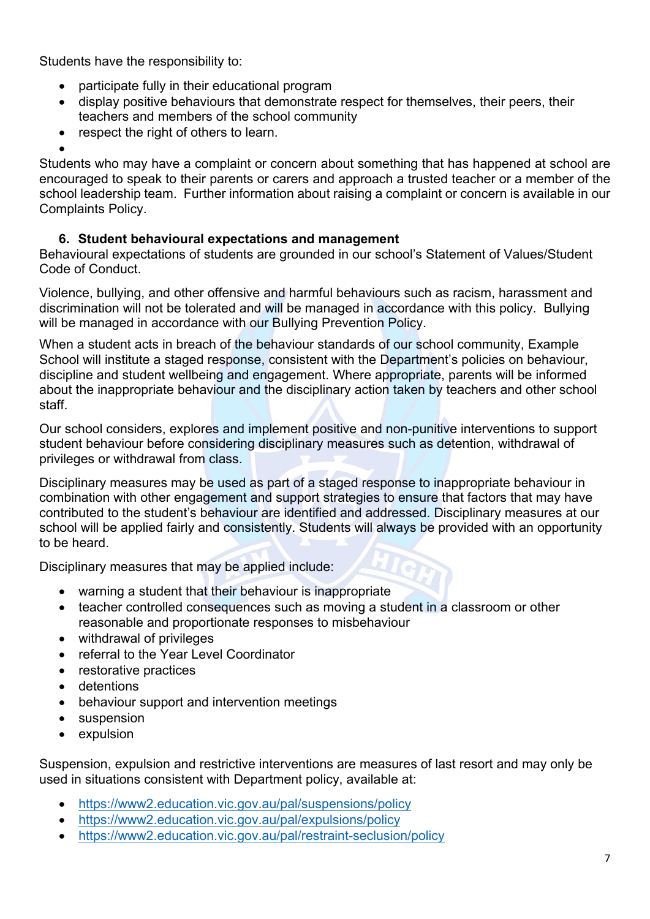Students have the responsibility to:

- participate fully in their educational program
- display positive behaviours that demonstrate respect for themselves, their peers, their teachers and members of the school community
- respect the right of others to learn.

Students who may have a complaint or concern about something that has happened at school are encouraged to speak to their parents or carers and approach a trusted teacher or a member of the school leadership team. Further information about raising a complaint or concern is available in our Complaints Policy.

## 6. Student behavioural expectations and management

Behavioural expectations of students are grounded in our school's Statement of Values/Student Code of Conduct.

Violence, bullying, and other offensive and harmful behaviours such as racism, harassment and discrimination will not be tolerated and will be managed in accordance with this policy. Bullying will be managed in accordance with our Bullying Prevention Policy.

When a student acts in breach of the behaviour standards of our school community, Example School will institute a staged response, consistent with the Department's policies on behaviour, discipline and student wellbeing and engagement. Where appropriate, parents will be informed about the inappropriate behaviour and the disciplinary action taken by teachers and other school staff.

Our school considers, explores and implement positive and non-punitive interventions to support student behaviour before considering disciplinary measures such as detention, withdrawal of privileges or withdrawal from class.

Disciplinary measures may be used as part of a staged response to inappropriate behaviour in combination with other engagement and support strategies to ensure that factors that may have contributed to the student's behaviour are identified and addressed. Disciplinary measures at our school will be applied fairly and consistently. Students will always be provided with an opportunity to be heard.

Disciplinary measures that may be applied include:

- warning a student that their behaviour is inappropriate
- teacher controlled consequences such as moving a student in a classroom or other reasonable and proportionate responses to misbehaviour
- withdrawal of privileges
- referral to the Year Level Coordinator
- restorative practices
- detentions
- behaviour support and intervention meetings
- suspension
- expulsion

Suspension, expulsion and restrictive interventions are measures of last resort and may only be used in situations consistent with Department policy, available at:

- https://www2.education.vic.gov.au/pal/suspensions/policy
- https://www2.education.vic.gov.au/pal/expulsions/policy
- https://www2.education.vic.gov.au/pal/restraint-seclusion/policy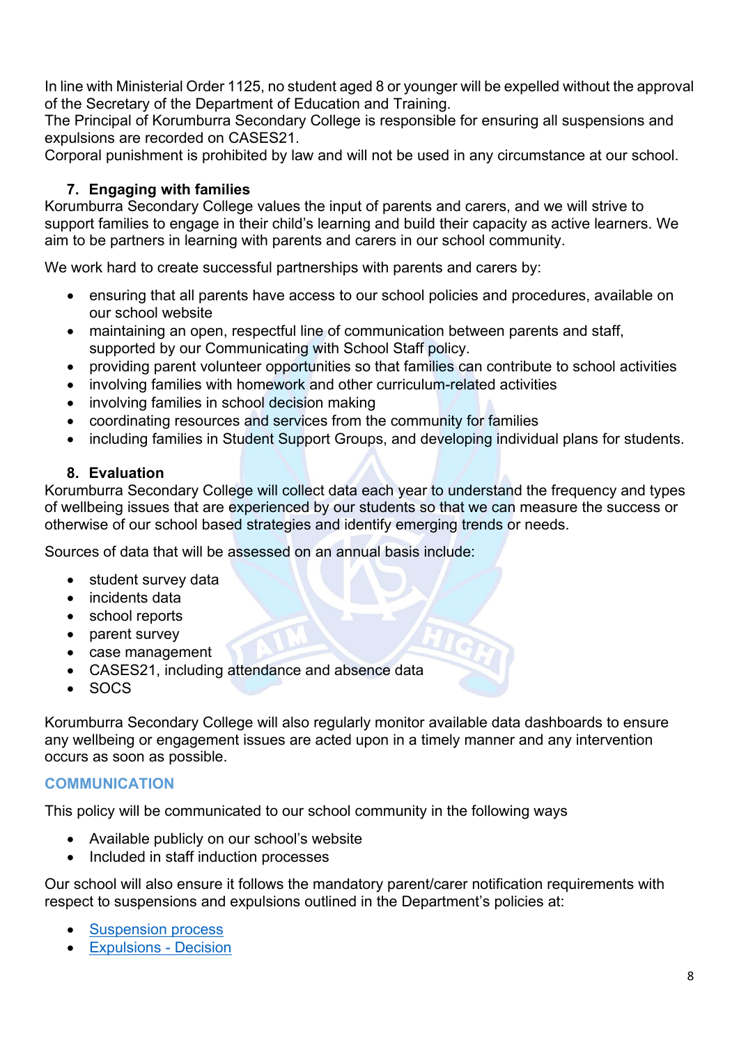In line with Ministerial Order 1125, no student aged 8 or younger will be expelled without the approval of the Secretary of the Department of Education and Training.
The Principal of Korumburra Secondary College is responsible for ensuring all suspensions and expulsions are recorded on CASES21.
Corporal punishment is prohibited by law and will not be used in any circumstance at our school.

### 7. Engaging with families

Korumburra Secondary College values the input of parents and carers, and we will strive to support families to engage in their child's learning and build their capacity as active learners. We aim to be partners in learning with parents and carers in our school community.

We work hard to create successful partnerships with parents and carers by:

- ensuring that all parents have access to our school policies and procedures, available on our school website
- maintaining an open, respectful line of communication between parents and staff, supported by our Communicating with School Staff policy.
- providing parent volunteer opportunities so that families can contribute to school activities
- involving families with homework and other curriculum-related activities
- involving families in school decision making
- coordinating resources and services from the community for families
- including families in Student Support Groups, and developing individual plans for students.

### 8. Evaluation

Korumburra Secondary College will collect data each year to understand the frequency and types of wellbeing issues that are experienced by our students so that we can measure the success or otherwise of our school based strategies and identify emerging trends or needs.

Sources of data that will be assessed on an annual basis include:

- student survey data
- incidents data
- school reports
- parent survey
- case management
- CASES21, including attendance and absence data
- SOCS

Korumburra Secondary College will also regularly monitor available data dashboards to ensure any wellbeing or engagement issues are acted upon in a timely manner and any intervention occurs as soon as possible.

## COMMUNICATION

This policy will be communicated to our school community in the following ways

- Available publicly on our school's website
- Included in staff induction processes

Our school will also ensure it follows the mandatory parent/carer notification requirements with respect to suspensions and expulsions outlined in the Department's policies at:

- Suspension process
- Expulsions - Decision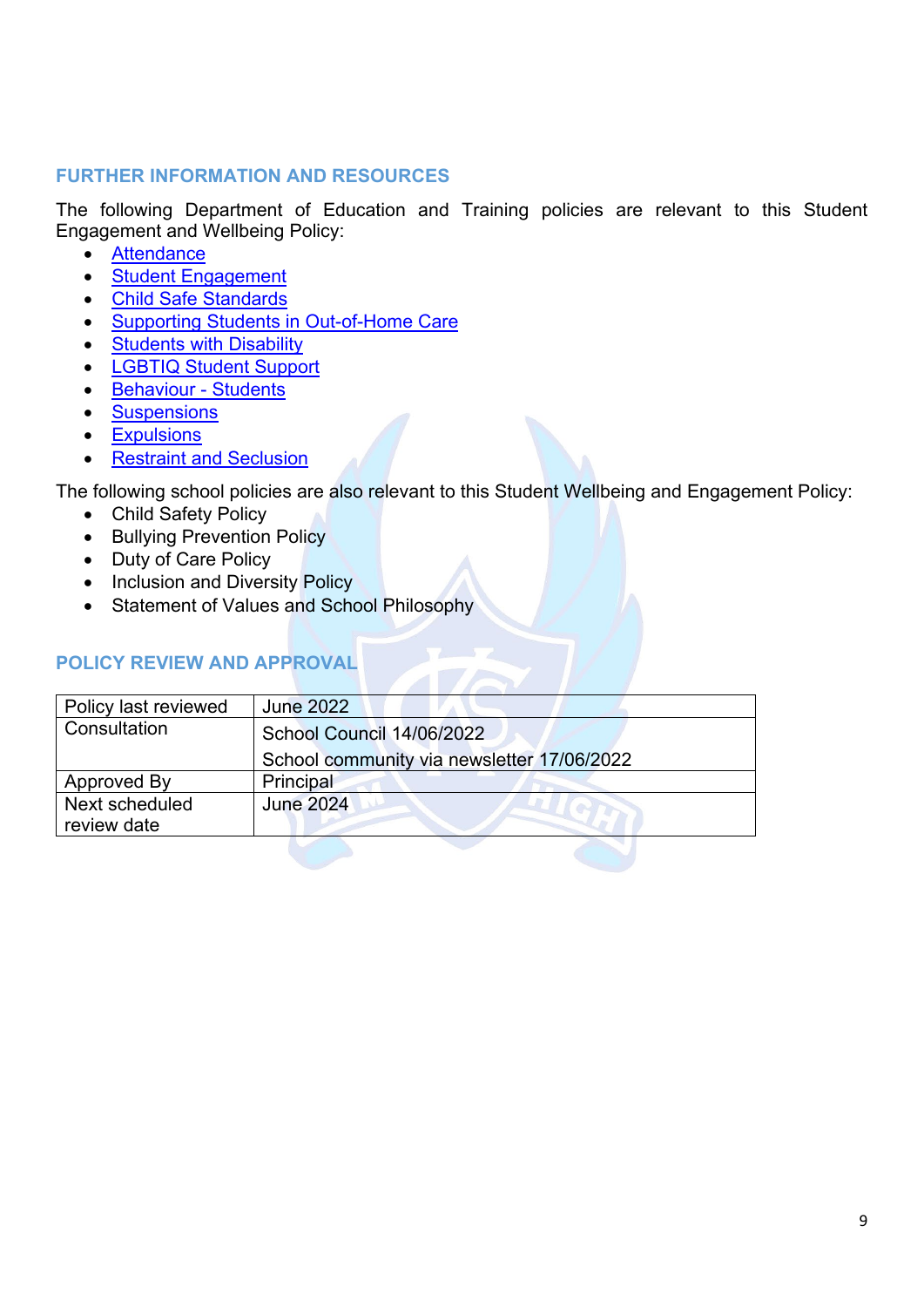## FURTHER INFORMATION AND RESOURCES

The following Department of Education and Training policies are relevant to this Student Engagement and Wellbeing Policy:

- Attendance
- Student Engagement
- Child Safe Standards
- Supporting Students in Out-of-Home Care
- Students with Disability
- LGBTIQ Student Support
- Behaviour - Students
- Suspensions
- Expulsions
- Restraint and Seclusion

The following school policies are also relevant to this Student Wellbeing and Engagement Policy:

- Child Safety Policy
- Bullying Prevention Policy
- Duty of Care Policy
- Inclusion and Diversity Policy
- Statement of Values and School Philosophy

## POLICY REVIEW AND APPROVAL

| | |
|---|---|
| Policy last reviewed | June 2022 |
| Consultation | School Council 14/06/2022<br>School community via newsletter 17/06/2022 |
| Approved By | Principal |
| Next scheduled review date | June 2024 |